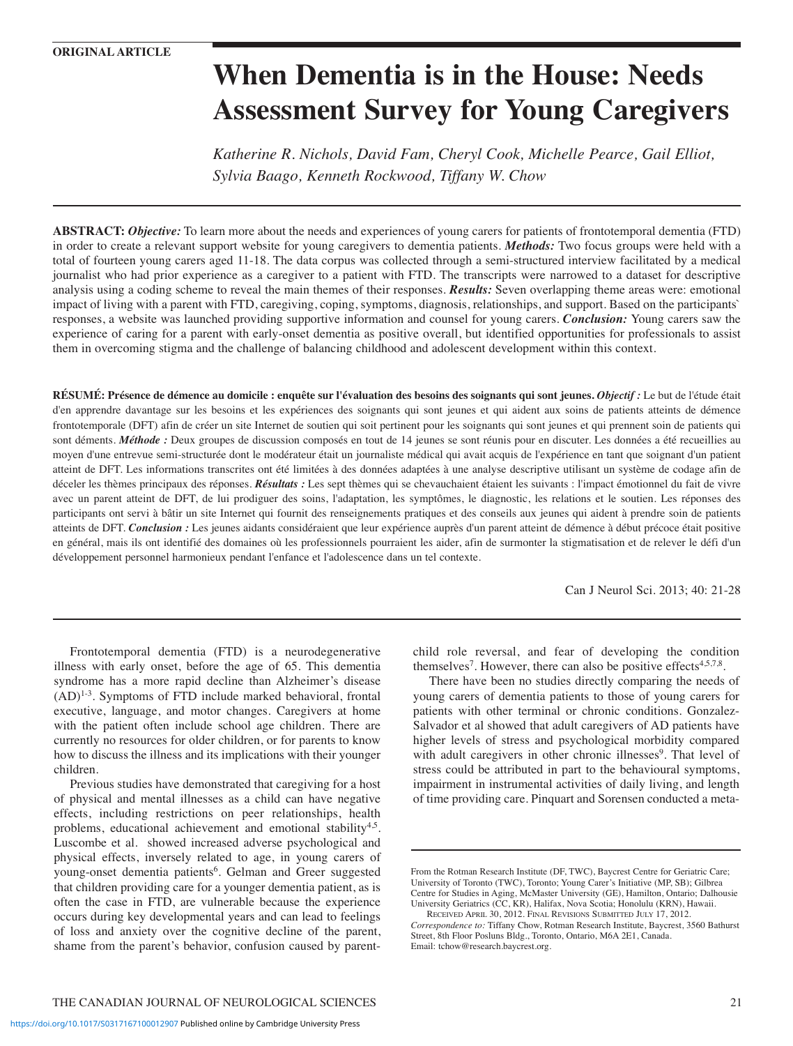ORIGINAL ARTICLE

# When Dementia is in the House: Needs Assessment Survey for Young Caregivers

*Katherine R. Nichols, David Fam, Cheryl Cook, Michelle Pearce, Gail Elliot, Sylvia Baago, Kenneth Rockwood, Tiffany W. Chow*

**ABSTRACT:** ***Objective:*** To learn more about the needs and experiences of young carers for patients of frontotemporal dementia (FTD) in order to create a relevant support website for young caregivers to dementia patients. ***Methods:*** Two focus groups were held with a total of fourteen young carers aged 11-18. The data corpus was collected through a semi-structured interview facilitated by a medical journalist who had prior experience as a caregiver to a patient with FTD. The transcripts were narrowed to a dataset for descriptive analysis using a coding scheme to reveal the main themes of their responses. ***Results:*** Seven overlapping theme areas were: emotional impact of living with a parent with FTD, caregiving, coping, symptoms, diagnosis, relationships, and support. Based on the participants` responses, a website was launched providing supportive information and counsel for young carers. ***Conclusion:*** Young carers saw the experience of caring for a parent with early-onset dementia as positive overall, but identified opportunities for professionals to assist them in overcoming stigma and the challenge of balancing childhood and adolescent development within this context.

**RÉSUMÉ: Présence de démence au domicile : enquête sur l'évaluation des besoins des soignants qui sont jeunes.** ***Objectif :*** Le but de l'étude était d'en apprendre davantage sur les besoins et les expériences des soignants qui sont jeunes et qui aident aux soins de patients atteints de démence frontotemporale (DFT) afin de créer un site Internet de soutien qui soit pertinent pour les soignants qui sont jeunes et qui prennent soin de patients qui sont déments. ***Méthode :*** Deux groupes de discussion composés en tout de 14 jeunes se sont réunis pour en discuter. Les données a été recueillies au moyen d'une entrevue semi-structurée dont le modérateur était un journaliste médical qui avait acquis de l'expérience en tant que soignant d'un patient atteint de DFT. Les informations transcrites ont été limitées à des données adaptées à une analyse descriptive utilisant un système de codage afin de déceler les thèmes principaux des réponses. ***Résultats :*** Les sept thèmes qui se chevauchaient étaient les suivants : l'impact émotionnel du fait de vivre avec un parent atteint de DFT, de lui prodiguer des soins, l'adaptation, les symptômes, le diagnostic, les relations et le soutien. Les réponses des participants ont servi à bâtir un site Internet qui fournit des renseignements pratiques et des conseils aux jeunes qui aident à prendre soin de patients atteints de DFT. ***Conclusion :*** Les jeunes aidants considéraient que leur expérience auprès d'un parent atteint de démence à début précoce était positive en général, mais ils ont identifié des domaines où les professionnels pourraient les aider, afin de surmonter la stigmatisation et de relever le défi d'un développement personnel harmonieux pendant l'enfance et l'adolescence dans un tel contexte.

Can J Neurol Sci. 2013; 40: 21-28

Frontotemporal dementia (FTD) is a neurodegenerative illness with early onset, before the age of 65. This dementia syndrome has a more rapid decline than Alzheimer's disease (AD)[1-3]. Symptoms of FTD include marked behavioral, frontal executive, language, and motor changes. Caregivers at home with the patient often include school age children. There are currently no resources for older children, or for parents to know how to discuss the illness and its implications with their younger children.

Previous studies have demonstrated that caregiving for a host of physical and mental illnesses as a child can have negative effects, including restrictions on peer relationships, health problems, educational achievement and emotional stability[4,5]. Luscombe et al. showed increased adverse psychological and physical effects, inversely related to age, in young carers of young-onset dementia patients[6]. Gelman and Greer suggested that children providing care for a younger dementia patient, as is often the case in FTD, are vulnerable because the experience occurs during key developmental years and can lead to feelings of loss and anxiety over the cognitive decline of the parent, shame from the parent's behavior, confusion caused by parent-child role reversal, and fear of developing the condition themselves[7]. However, there can also be positive effects[4,5,7,8].

There have been no studies directly comparing the needs of young carers of dementia patients to those of young carers for patients with other terminal or chronic conditions. Gonzalez-Salvador et al showed that adult caregivers of AD patients have higher levels of stress and psychological morbidity compared with adult caregivers in other chronic illnesses[9]. That level of stress could be attributed in part to the behavioural symptoms, impairment in instrumental activities of daily living, and length of time providing care. Pinquart and Sorensen conducted a meta-

From the Rotman Research Institute (DF, TWC), Baycrest Centre for Geriatric Care; University of Toronto (TWC), Toronto; Young Carer's Initiative (MP, SB); Gilbrea Centre for Studies in Aging, McMaster University (GE), Hamilton, Ontario; Dalhousie University Geriatrics (CC, KR), Halifax, Nova Scotia; Honolulu (KRN), Hawaii.

Received April 30, 2012. Final Revisions Submitted July 17, 2012.

*Correspondence to:* Tiffany Chow, Rotman Research Institute, Baycrest, 3560 Bathurst Street, 8th Floor Posluns Bldg., Toronto, Ontario, M6A 2E1, Canada. Email: tchow@research.baycrest.org.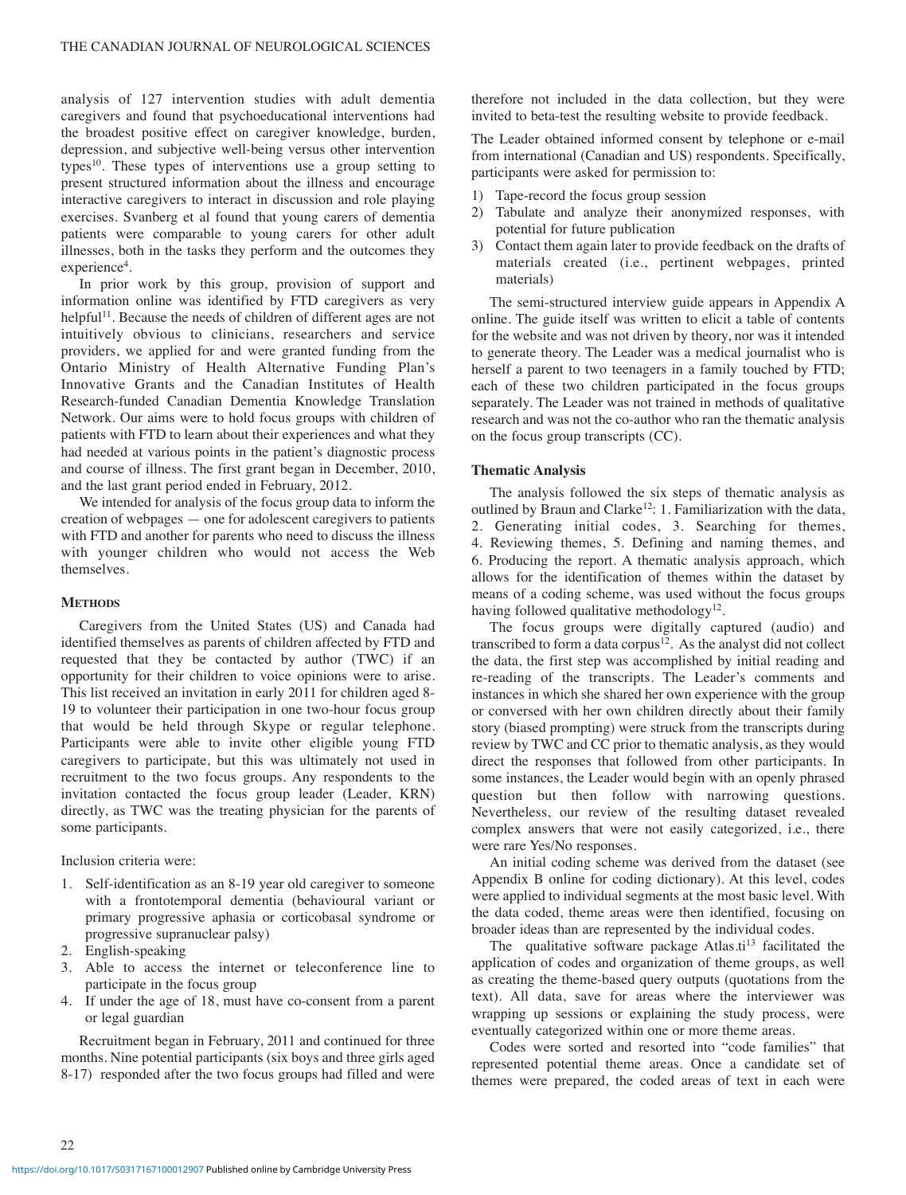analysis of 127 intervention studies with adult dementia caregivers and found that psychoeducational interventions had the broadest positive effect on caregiver knowledge, burden, depression, and subjective well-being versus other intervention types[10]. These types of interventions use a group setting to present structured information about the illness and encourage interactive caregivers to interact in discussion and role playing exercises. Svanberg et al found that young carers of dementia patients were comparable to young carers for other adult illnesses, both in the tasks they perform and the outcomes they experience[4].

In prior work by this group, provision of support and information online was identified by FTD caregivers as very helpful[11]. Because the needs of children of different ages are not intuitively obvious to clinicians, researchers and service providers, we applied for and were granted funding from the Ontario Ministry of Health Alternative Funding Plan's Innovative Grants and the Canadian Institutes of Health Research-funded Canadian Dementia Knowledge Translation Network. Our aims were to hold focus groups with children of patients with FTD to learn about their experiences and what they had needed at various points in the patient's diagnostic process and course of illness. The first grant began in December, 2010, and the last grant period ended in February, 2012.

We intended for analysis of the focus group data to inform the creation of webpages — one for adolescent caregivers to patients with FTD and another for parents who need to discuss the illness with younger children who would not access the Web themselves.

## Methods

Caregivers from the United States (US) and Canada had identified themselves as parents of children affected by FTD and requested that they be contacted by author (TWC) if an opportunity for their children to voice opinions were to arise. This list received an invitation in early 2011 for children aged 8-19 to volunteer their participation in one two-hour focus group that would be held through Skype or regular telephone. Participants were able to invite other eligible young FTD caregivers to participate, but this was ultimately not used in recruitment to the two focus groups. Any respondents to the invitation contacted the focus group leader (Leader, KRN) directly, as TWC was the treating physician for the parents of some participants.

Inclusion criteria were:

1. Self-identification as an 8-19 year old caregiver to someone with a frontotemporal dementia (behavioural variant or primary progressive aphasia or corticobasal syndrome or progressive supranuclear palsy)
2. English-speaking
3. Able to access the internet or teleconference line to participate in the focus group
4. If under the age of 18, must have co-consent from a parent or legal guardian

Recruitment began in February, 2011 and continued for three months. Nine potential participants (six boys and three girls aged 8-17) responded after the two focus groups had filled and were therefore not included in the data collection, but they were invited to beta-test the resulting website to provide feedback.

The Leader obtained informed consent by telephone or e-mail from international (Canadian and US) respondents. Specifically, participants were asked for permission to:

1) Tape-record the focus group session
2) Tabulate and analyze their anonymized responses, with potential for future publication
3) Contact them again later to provide feedback on the drafts of materials created (i.e., pertinent webpages, printed materials)

The semi-structured interview guide appears in Appendix A online. The guide itself was written to elicit a table of contents for the website and was not driven by theory, nor was it intended to generate theory. The Leader was a medical journalist who is herself a parent to two teenagers in a family touched by FTD; each of these two children participated in the focus groups separately. The Leader was not trained in methods of qualitative research and was not the co-author who ran the thematic analysis on the focus group transcripts (CC).

### Thematic Analysis

The analysis followed the six steps of thematic analysis as outlined by Braun and Clarke[12]: 1. Familiarization with the data, 2. Generating initial codes, 3. Searching for themes, 4. Reviewing themes, 5. Defining and naming themes, and 6. Producing the report. A thematic analysis approach, which allows for the identification of themes within the dataset by means of a coding scheme, was used without the focus groups having followed qualitative methodology[12].

The focus groups were digitally captured (audio) and transcribed to form a data corpus[12]. As the analyst did not collect the data, the first step was accomplished by initial reading and re-reading of the transcripts. The Leader's comments and instances in which she shared her own experience with the group or conversed with her own children directly about their family story (biased prompting) were struck from the transcripts during review by TWC and CC prior to thematic analysis, as they would direct the responses that followed from other participants. In some instances, the Leader would begin with an openly phrased question but then follow with narrowing questions. Nevertheless, our review of the resulting dataset revealed complex answers that were not easily categorized, i.e., there were rare Yes/No responses.

An initial coding scheme was derived from the dataset (see Appendix B online for coding dictionary). At this level, codes were applied to individual segments at the most basic level. With the data coded, theme areas were then identified, focusing on broader ideas than are represented by the individual codes.

The qualitative software package Atlas.ti[13] facilitated the application of codes and organization of theme groups, as well as creating the theme-based query outputs (quotations from the text). All data, save for areas where the interviewer was wrapping up sessions or explaining the study process, were eventually categorized within one or more theme areas.

Codes were sorted and resorted into "code families" that represented potential theme areas. Once a candidate set of themes were prepared, the coded areas of text in each were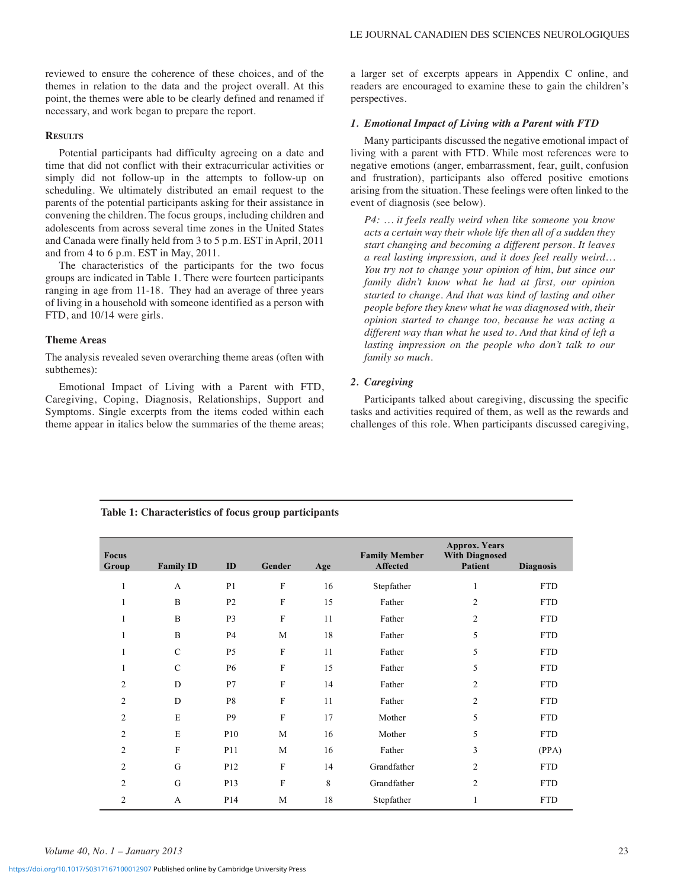reviewed to ensure the coherence of these choices, and of the themes in relation to the data and the project overall. At this point, the themes were able to be clearly defined and renamed if necessary, and work began to prepare the report.

## Results

Potential participants had difficulty agreeing on a date and time that did not conflict with their extracurricular activities or simply did not follow-up in the attempts to follow-up on scheduling. We ultimately distributed an email request to the parents of the potential participants asking for their assistance in convening the children. The focus groups, including children and adolescents from across several time zones in the United States and Canada were finally held from 3 to 5 p.m. EST in April, 2011 and from 4 to 6 p.m. EST in May, 2011.

The characteristics of the participants for the two focus groups are indicated in Table 1. There were fourteen participants ranging in age from 11-18. They had an average of three years of living in a household with someone identified as a person with FTD, and 10/14 were girls.

### Theme Areas

The analysis revealed seven overarching theme areas (often with subthemes):

Emotional Impact of Living with a Parent with FTD, Caregiving, Coping, Diagnosis, Relationships, Support and Symptoms. Single excerpts from the items coded within each theme appear in italics below the summaries of the theme areas; a larger set of excerpts appears in Appendix C online, and readers are encouraged to examine these to gain the children's perspectives.

#### *1. Emotional Impact of Living with a Parent with FTD*

Many participants discussed the negative emotional impact of living with a parent with FTD. While most references were to negative emotions (anger, embarrassment, fear, guilt, confusion and frustration), participants also offered positive emotions arising from the situation. These feelings were often linked to the event of diagnosis (see below).

*P4: … it feels really weird when like someone you know acts a certain way their whole life then all of a sudden they start changing and becoming a different person. It leaves a real lasting impression, and it does feel really weird… You try not to change your opinion of him, but since our family didn't know what he had at first, our opinion started to change. And that was kind of lasting and other people before they knew what he was diagnosed with, their opinion started to change too, because he was acting a different way than what he used to. And that kind of left a lasting impression on the people who don't talk to our family so much.*

#### *2. Caregiving*

Participants talked about caregiving, discussing the specific tasks and activities required of them, as well as the rewards and challenges of this role. When participants discussed caregiving,

**Table 1: Characteristics of focus group participants**

| Focus Group | Family ID | ID | Gender | Age | Family Member Affected | Approx. Years With Diagnosed Patient | Diagnosis |
|---|---|---|---|---|---|---|---|
| 1 | A | P1 | F | 16 | Stepfather | 1 | FTD |
| 1 | B | P2 | F | 15 | Father | 2 | FTD |
| 1 | B | P3 | F | 11 | Father | 2 | FTD |
| 1 | B | P4 | M | 18 | Father | 5 | FTD |
| 1 | C | P5 | F | 11 | Father | 5 | FTD |
| 1 | C | P6 | F | 15 | Father | 5 | FTD |
| 2 | D | P7 | F | 14 | Father | 2 | FTD |
| 2 | D | P8 | F | 11 | Father | 2 | FTD |
| 2 | E | P9 | F | 17 | Mother | 5 | FTD |
| 2 | E | P10 | M | 16 | Mother | 5 | FTD |
| 2 | F | P11 | M | 16 | Father | 3 | (PPA) |
| 2 | G | P12 | F | 14 | Grandfather | 2 | FTD |
| 2 | G | P13 | F | 8 | Grandfather | 2 | FTD |
| 2 | A | P14 | M | 18 | Stepfather | 1 | FTD |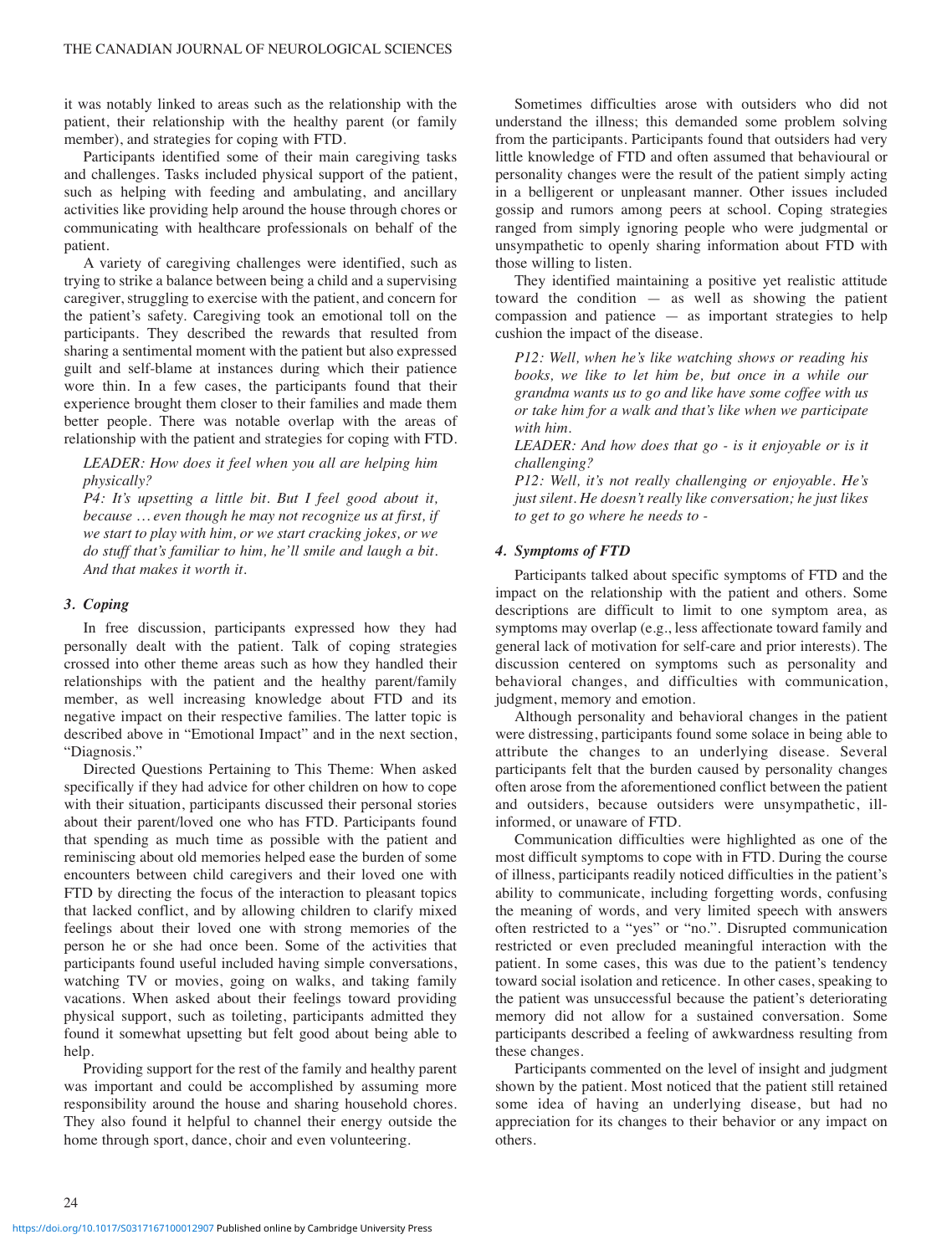it was notably linked to areas such as the relationship with the patient, their relationship with the healthy parent (or family member), and strategies for coping with FTD.

Participants identified some of their main caregiving tasks and challenges. Tasks included physical support of the patient, such as helping with feeding and ambulating, and ancillary activities like providing help around the house through chores or communicating with healthcare professionals on behalf of the patient.

A variety of caregiving challenges were identified, such as trying to strike a balance between being a child and a supervising caregiver, struggling to exercise with the patient, and concern for the patient's safety. Caregiving took an emotional toll on the participants. They described the rewards that resulted from sharing a sentimental moment with the patient but also expressed guilt and self-blame at instances during which their patience wore thin. In a few cases, the participants found that their experience brought them closer to their families and made them better people. There was notable overlap with the areas of relationship with the patient and strategies for coping with FTD.

*LEADER: How does it feel when you all are helping him physically?*

*P4: It's upsetting a little bit. But I feel good about it, because … even though he may not recognize us at first, if we start to play with him, or we start cracking jokes, or we do stuff that's familiar to him, he'll smile and laugh a bit. And that makes it worth it.*

### 3. Coping

In free discussion, participants expressed how they had personally dealt with the patient. Talk of coping strategies crossed into other theme areas such as how they handled their relationships with the patient and the healthy parent/family member, as well increasing knowledge about FTD and its negative impact on their respective families. The latter topic is described above in "Emotional Impact" and in the next section, "Diagnosis."

Directed Questions Pertaining to This Theme: When asked specifically if they had advice for other children on how to cope with their situation, participants discussed their personal stories about their parent/loved one who has FTD. Participants found that spending as much time as possible with the patient and reminiscing about old memories helped ease the burden of some encounters between child caregivers and their loved one with FTD by directing the focus of the interaction to pleasant topics that lacked conflict, and by allowing children to clarify mixed feelings about their loved one with strong memories of the person he or she had once been. Some of the activities that participants found useful included having simple conversations, watching TV or movies, going on walks, and taking family vacations. When asked about their feelings toward providing physical support, such as toileting, participants admitted they found it somewhat upsetting but felt good about being able to help.

Providing support for the rest of the family and healthy parent was important and could be accomplished by assuming more responsibility around the house and sharing household chores. They also found it helpful to channel their energy outside the home through sport, dance, choir and even volunteering.

Sometimes difficulties arose with outsiders who did not understand the illness; this demanded some problem solving from the participants. Participants found that outsiders had very little knowledge of FTD and often assumed that behavioural or personality changes were the result of the patient simply acting in a belligerent or unpleasant manner. Other issues included gossip and rumors among peers at school. Coping strategies ranged from simply ignoring people who were judgmental or unsympathetic to openly sharing information about FTD with those willing to listen.

They identified maintaining a positive yet realistic attitude toward the condition — as well as showing the patient compassion and patience — as important strategies to help cushion the impact of the disease.

*P12: Well, when he's like watching shows or reading his books, we like to let him be, but once in a while our grandma wants us to go and like have some coffee with us or take him for a walk and that's like when we participate with him.*

*LEADER: And how does that go - is it enjoyable or is it challenging?*

*P12: Well, it's not really challenging or enjoyable. He's just silent. He doesn't really like conversation; he just likes to get to go where he needs to -*

### 4. Symptoms of FTD

Participants talked about specific symptoms of FTD and the impact on the relationship with the patient and others. Some descriptions are difficult to limit to one symptom area, as symptoms may overlap (e.g., less affectionate toward family and general lack of motivation for self-care and prior interests). The discussion centered on symptoms such as personality and behavioral changes, and difficulties with communication, judgment, memory and emotion.

Although personality and behavioral changes in the patient were distressing, participants found some solace in being able to attribute the changes to an underlying disease. Several participants felt that the burden caused by personality changes often arose from the aforementioned conflict between the patient and outsiders, because outsiders were unsympathetic, ill-informed, or unaware of FTD.

Communication difficulties were highlighted as one of the most difficult symptoms to cope with in FTD. During the course of illness, participants readily noticed difficulties in the patient's ability to communicate, including forgetting words, confusing the meaning of words, and very limited speech with answers often restricted to a "yes" or "no.". Disrupted communication restricted or even precluded meaningful interaction with the patient. In some cases, this was due to the patient's tendency toward social isolation and reticence. In other cases, speaking to the patient was unsuccessful because the patient's deteriorating memory did not allow for a sustained conversation. Some participants described a feeling of awkwardness resulting from these changes.

Participants commented on the level of insight and judgment shown by the patient. Most noticed that the patient still retained some idea of having an underlying disease, but had no appreciation for its changes to their behavior or any impact on others.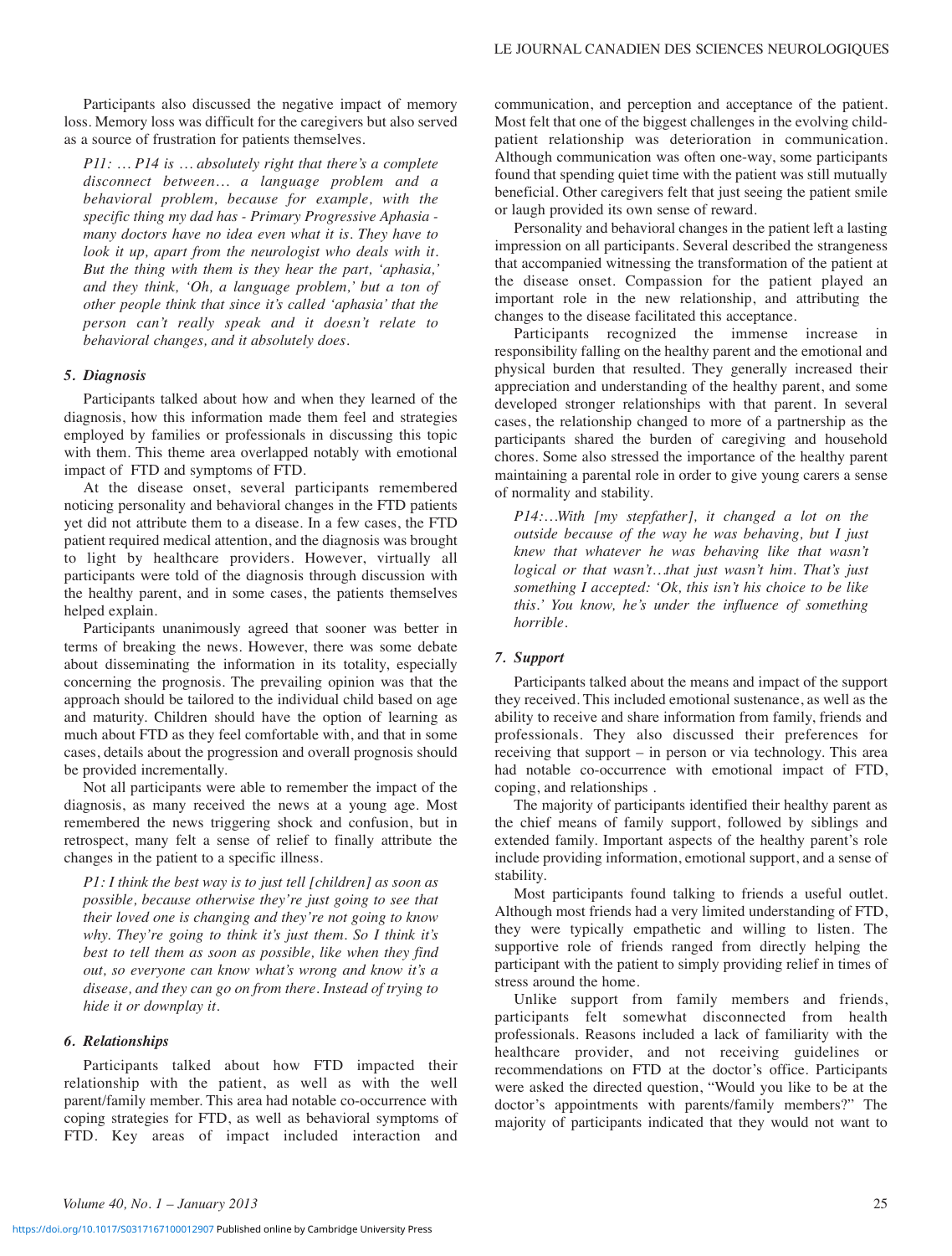Participants also discussed the negative impact of memory loss. Memory loss was difficult for the caregivers but also served as a source of frustration for patients themselves.

*P11: … P14 is … absolutely right that there's a complete disconnect between… a language problem and a behavioral problem, because for example, with the specific thing my dad has - Primary Progressive Aphasia - many doctors have no idea even what it is. They have to look it up, apart from the neurologist who deals with it. But the thing with them is they hear the part, 'aphasia,' and they think, 'Oh, a language problem,' but a ton of other people think that since it's called 'aphasia' that the person can't really speak and it doesn't relate to behavioral changes, and it absolutely does.*

### *5. Diagnosis*

Participants talked about how and when they learned of the diagnosis, how this information made them feel and strategies employed by families or professionals in discussing this topic with them. This theme area overlapped notably with emotional impact of FTD and symptoms of FTD.

At the disease onset, several participants remembered noticing personality and behavioral changes in the FTD patients yet did not attribute them to a disease. In a few cases, the FTD patient required medical attention, and the diagnosis was brought to light by healthcare providers. However, virtually all participants were told of the diagnosis through discussion with the healthy parent, and in some cases, the patients themselves helped explain.

Participants unanimously agreed that sooner was better in terms of breaking the news. However, there was some debate about disseminating the information in its totality, especially concerning the prognosis. The prevailing opinion was that the approach should be tailored to the individual child based on age and maturity. Children should have the option of learning as much about FTD as they feel comfortable with, and that in some cases, details about the progression and overall prognosis should be provided incrementally.

Not all participants were able to remember the impact of the diagnosis, as many received the news at a young age. Most remembered the news triggering shock and confusion, but in retrospect, many felt a sense of relief to finally attribute the changes in the patient to a specific illness.

*P1: I think the best way is to just tell [children] as soon as possible, because otherwise they're just going to see that their loved one is changing and they're not going to know why. They're going to think it's just them. So I think it's best to tell them as soon as possible, like when they find out, so everyone can know what's wrong and know it's a disease, and they can go on from there. Instead of trying to hide it or downplay it.*

### *6. Relationships*

Participants talked about how FTD impacted their relationship with the patient, as well as with the well parent/family member. This area had notable co-occurrence with coping strategies for FTD, as well as behavioral symptoms of FTD. Key areas of impact included interaction and communication, and perception and acceptance of the patient. Most felt that one of the biggest challenges in the evolving child-patient relationship was deterioration in communication. Although communication was often one-way, some participants found that spending quiet time with the patient was still mutually beneficial. Other caregivers felt that just seeing the patient smile or laugh provided its own sense of reward.

Personality and behavioral changes in the patient left a lasting impression on all participants. Several described the strangeness that accompanied witnessing the transformation of the patient at the disease onset. Compassion for the patient played an important role in the new relationship, and attributing the changes to the disease facilitated this acceptance.

Participants recognized the immense increase in responsibility falling on the healthy parent and the emotional and physical burden that resulted. They generally increased their appreciation and understanding of the healthy parent, and some developed stronger relationships with that parent. In several cases, the relationship changed to more of a partnership as the participants shared the burden of caregiving and household chores. Some also stressed the importance of the healthy parent maintaining a parental role in order to give young carers a sense of normality and stability.

*P14:…With [my stepfather], it changed a lot on the outside because of the way he was behaving, but I just knew that whatever he was behaving like that wasn't logical or that wasn't…that just wasn't him. That's just something I accepted: 'Ok, this isn't his choice to be like this.' You know, he's under the influence of something horrible.*

### *7. Support*

Participants talked about the means and impact of the support they received. This included emotional sustenance, as well as the ability to receive and share information from family, friends and professionals. They also discussed their preferences for receiving that support – in person or via technology. This area had notable co-occurrence with emotional impact of FTD, coping, and relationships .

The majority of participants identified their healthy parent as the chief means of family support, followed by siblings and extended family. Important aspects of the healthy parent's role include providing information, emotional support, and a sense of stability.

Most participants found talking to friends a useful outlet. Although most friends had a very limited understanding of FTD, they were typically empathetic and willing to listen. The supportive role of friends ranged from directly helping the participant with the patient to simply providing relief in times of stress around the home.

Unlike support from family members and friends, participants felt somewhat disconnected from health professionals. Reasons included a lack of familiarity with the healthcare provider, and not receiving guidelines or recommendations on FTD at the doctor's office. Participants were asked the directed question, "Would you like to be at the doctor's appointments with parents/family members?" The majority of participants indicated that they would not want to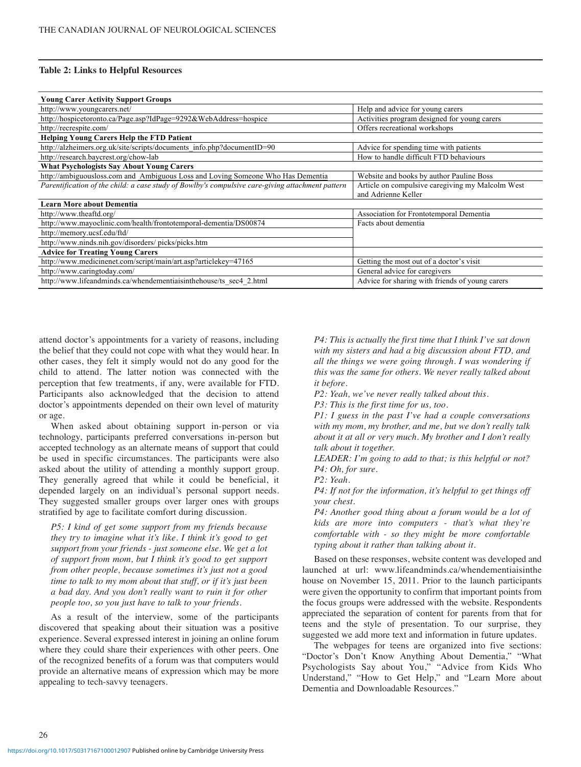**Table 2: Links to Helpful Resources**

| | |
|---|---|
| **Young Carer Activity Support Groups** | |
| http://www.youngcarers.net/ | Help and advice for young carers |
| http://hospicetoronto.ca/Page.asp?IdPage=9292&WebAddress=hospice | Activities program designed for young carers |
| http://recrespite.com/ | Offers recreational workshops |
| **Helping Young Carers Help the FTD Patient** | |
| http://alzheimers.org.uk/site/scripts/documents_info.php?documentID=90 | Advice for spending time with patients |
| http://research.baycrest.org/chow-lab | How to handle difficult FTD behaviours |
| **What Psychologists Say About Young Carers** | |
| http://ambiguousloss.com and Ambiguous Loss and Loving Someone Who Has Dementia | Website and books by author Pauline Boss |
| *Parentification of the child: a case study of Bowlby's compulsive care-giving attachment pattern* | Article on compulsive caregiving my Malcolm West and Adrienne Keller |
| **Learn More about Dementia** | |
| http://www.theaftd.org/ | Association for Frontotemporal Dementia |
| http://www.mayoclinic.com/health/frontotemporal-dementia/DS00874 | Facts about dementia |
| http://memory.ucsf.edu/ftd/ | |
| http://www.ninds.nih.gov/disorders/ picks/picks.htm | |
| **Advice for Treating Young Carers** | |
| http://www.medicinenet.com/script/main/art.asp?articlekey=47165 | Getting the most out of a doctor's visit |
| http://www.caringtoday.com/ | General advice for caregivers |
| http://www.lifeandminds.ca/whendementiaisinthehouse/ts_sec4_2.html | Advice for sharing with friends of young carers |

attend doctor's appointments for a variety of reasons, including the belief that they could not cope with what they would hear. In other cases, they felt it simply would not do any good for the child to attend. The latter notion was connected with the perception that few treatments, if any, were available for FTD. Participants also acknowledged that the decision to attend doctor's appointments depended on their own level of maturity or age.

When asked about obtaining support in-person or via technology, participants preferred conversations in-person but accepted technology as an alternate means of support that could be used in specific circumstances. The participants were also asked about the utility of attending a monthly support group. They generally agreed that while it could be beneficial, it depended largely on an individual's personal support needs. They suggested smaller groups over larger ones with groups stratified by age to facilitate comfort during discussion.

*P5: I kind of get some support from my friends because they try to imagine what it's like. I think it's good to get support from your friends - just someone else. We get a lot of support from mom, but I think it's good to get support from other people, because sometimes it's just not a good time to talk to my mom about that stuff, or if it's just been a bad day. And you don't really want to ruin it for other people too, so you just have to talk to your friends.*

As a result of the interview, some of the participants discovered that speaking about their situation was a positive experience. Several expressed interest in joining an online forum where they could share their experiences with other peers. One of the recognized benefits of a forum was that computers would provide an alternative means of expression which may be more appealing to tech-savvy teenagers.

*P4: This is actually the first time that I think I've sat down with my sisters and had a big discussion about FTD, and all the things we were going through. I was wondering if this was the same for others. We never really talked about it before.*

*P2: Yeah, we've never really talked about this.*

*P3: This is the first time for us, too.*

*P1: I guess in the past I've had a couple conversations with my mom, my brother, and me, but we don't really talk about it at all or very much. My brother and I don't really talk about it together.*

*LEADER: I'm going to add to that; is this helpful or not?*

*P4: Oh, for sure.*

*P2: Yeah.*

*P4: If not for the information, it's helpful to get things off your chest.*

*P4: Another good thing about a forum would be a lot of kids are more into computers - that's what they're comfortable with - so they might be more comfortable typing about it rather than talking about it.*

Based on these responses, website content was developed and launched at url: www.lifeandminds.ca/whendementiaisinthehouse on November 15, 2011. Prior to the launch participants were given the opportunity to confirm that important points from the focus groups were addressed with the website. Respondents appreciated the separation of content for parents from that for teens and the style of presentation. To our surprise, they suggested we add more text and information in future updates.

The webpages for teens are organized into five sections: "Doctor's Don't Know Anything About Dementia," "What Psychologists Say about You," "Advice from Kids Who Understand," "How to Get Help," and "Learn More about Dementia and Downloadable Resources."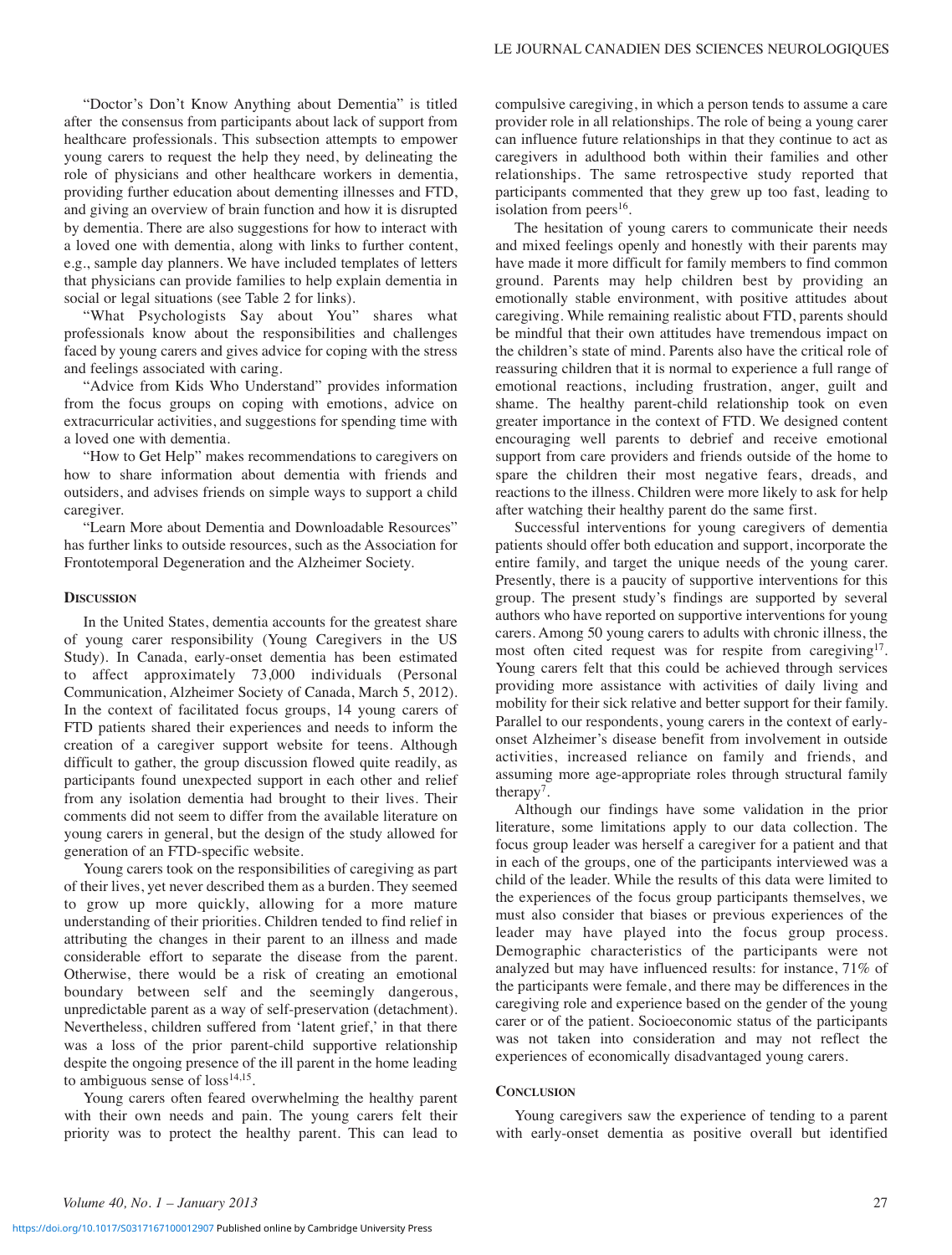"Doctor's Don't Know Anything about Dementia" is titled after the consensus from participants about lack of support from healthcare professionals. This subsection attempts to empower young carers to request the help they need, by delineating the role of physicians and other healthcare workers in dementia, providing further education about dementing illnesses and FTD, and giving an overview of brain function and how it is disrupted by dementia. There are also suggestions for how to interact with a loved one with dementia, along with links to further content, e.g., sample day planners. We have included templates of letters that physicians can provide families to help explain dementia in social or legal situations (see Table 2 for links).

"What Psychologists Say about You" shares what professionals know about the responsibilities and challenges faced by young carers and gives advice for coping with the stress and feelings associated with caring.

"Advice from Kids Who Understand" provides information from the focus groups on coping with emotions, advice on extracurricular activities, and suggestions for spending time with a loved one with dementia.

"How to Get Help" makes recommendations to caregivers on how to share information about dementia with friends and outsiders, and advises friends on simple ways to support a child caregiver.

"Learn More about Dementia and Downloadable Resources" has further links to outside resources, such as the Association for Frontotemporal Degeneration and the Alzheimer Society.

## Discussion

In the United States, dementia accounts for the greatest share of young carer responsibility (Young Caregivers in the US Study). In Canada, early-onset dementia has been estimated to affect approximately 73,000 individuals (Personal Communication, Alzheimer Society of Canada, March 5, 2012). In the context of facilitated focus groups, 14 young carers of FTD patients shared their experiences and needs to inform the creation of a caregiver support website for teens. Although difficult to gather, the group discussion flowed quite readily, as participants found unexpected support in each other and relief from any isolation dementia had brought to their lives. Their comments did not seem to differ from the available literature on young carers in general, but the design of the study allowed for generation of an FTD-specific website.

Young carers took on the responsibilities of caregiving as part of their lives, yet never described them as a burden. They seemed to grow up more quickly, allowing for a more mature understanding of their priorities. Children tended to find relief in attributing the changes in their parent to an illness and made considerable effort to separate the disease from the parent. Otherwise, there would be a risk of creating an emotional boundary between self and the seemingly dangerous, unpredictable parent as a way of self-preservation (detachment). Nevertheless, children suffered from 'latent grief,' in that there was a loss of the prior parent-child supportive relationship despite the ongoing presence of the ill parent in the home leading to ambiguous sense of loss[14,15].

Young carers often feared overwhelming the healthy parent with their own needs and pain. The young carers felt their priority was to protect the healthy parent. This can lead to compulsive caregiving, in which a person tends to assume a care provider role in all relationships. The role of being a young carer can influence future relationships in that they continue to act as caregivers in adulthood both within their families and other relationships. The same retrospective study reported that participants commented that they grew up too fast, leading to isolation from peers[16].

The hesitation of young carers to communicate their needs and mixed feelings openly and honestly with their parents may have made it more difficult for family members to find common ground. Parents may help children best by providing an emotionally stable environment, with positive attitudes about caregiving. While remaining realistic about FTD, parents should be mindful that their own attitudes have tremendous impact on the children's state of mind. Parents also have the critical role of reassuring children that it is normal to experience a full range of emotional reactions, including frustration, anger, guilt and shame. The healthy parent-child relationship took on even greater importance in the context of FTD. We designed content encouraging well parents to debrief and receive emotional support from care providers and friends outside of the home to spare the children their most negative fears, dreads, and reactions to the illness. Children were more likely to ask for help after watching their healthy parent do the same first.

Successful interventions for young caregivers of dementia patients should offer both education and support, incorporate the entire family, and target the unique needs of the young carer. Presently, there is a paucity of supportive interventions for this group. The present study's findings are supported by several authors who have reported on supportive interventions for young carers. Among 50 young carers to adults with chronic illness, the most often cited request was for respite from caregiving[17]. Young carers felt that this could be achieved through services providing more assistance with activities of daily living and mobility for their sick relative and better support for their family. Parallel to our respondents, young carers in the context of early-onset Alzheimer's disease benefit from involvement in outside activities, increased reliance on family and friends, and assuming more age-appropriate roles through structural family therapy[7].

Although our findings have some validation in the prior literature, some limitations apply to our data collection. The focus group leader was herself a caregiver for a patient and that in each of the groups, one of the participants interviewed was a child of the leader. While the results of this data were limited to the experiences of the focus group participants themselves, we must also consider that biases or previous experiences of the leader may have played into the focus group process. Demographic characteristics of the participants were not analyzed but may have influenced results: for instance, 71% of the participants were female, and there may be differences in the caregiving role and experience based on the gender of the young carer or of the patient. Socioeconomic status of the participants was not taken into consideration and may not reflect the experiences of economically disadvantaged young carers.

## Conclusion

Young caregivers saw the experience of tending to a parent with early-onset dementia as positive overall but identified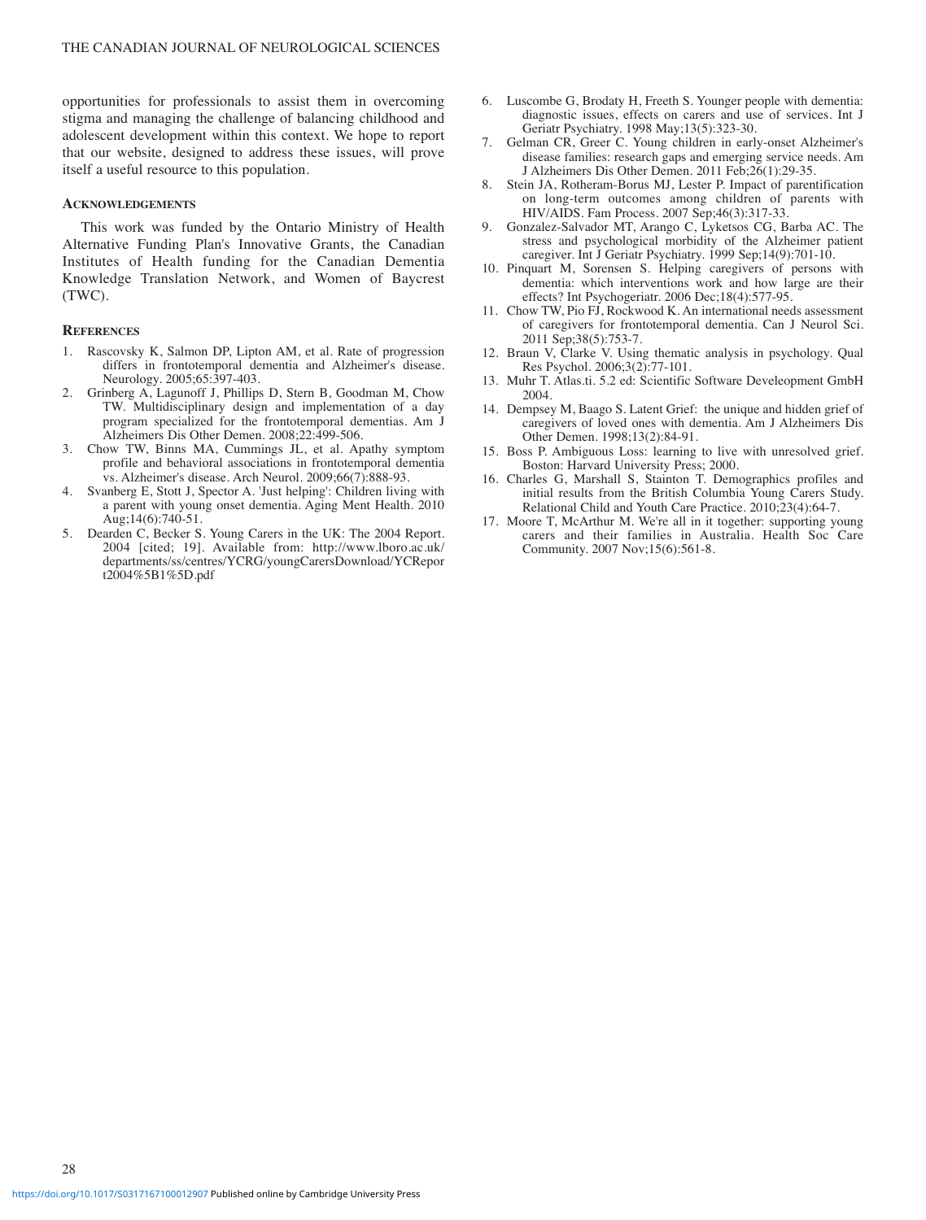opportunities for professionals to assist them in overcoming stigma and managing the challenge of balancing childhood and adolescent development within this context. We hope to report that our website, designed to address these issues, will prove itself a useful resource to this population.

## Acknowledgements

This work was funded by the Ontario Ministry of Health Alternative Funding Plan's Innovative Grants, the Canadian Institutes of Health funding for the Canadian Dementia Knowledge Translation Network, and Women of Baycrest (TWC).

## References

1. Rascovsky K, Salmon DP, Lipton AM, et al. Rate of progression differs in frontotemporal dementia and Alzheimer's disease. Neurology. 2005;65:397-403.
2. Grinberg A, Lagunoff J, Phillips D, Stern B, Goodman M, Chow TW. Multidisciplinary design and implementation of a day program specialized for the frontotemporal dementias. Am J Alzheimers Dis Other Demen. 2008;22:499-506.
3. Chow TW, Binns MA, Cummings JL, et al. Apathy symptom profile and behavioral associations in frontotemporal dementia vs. Alzheimer's disease. Arch Neurol. 2009;66(7):888-93.
4. Svanberg E, Stott J, Spector A. 'Just helping': Children living with a parent with young onset dementia. Aging Ment Health. 2010 Aug;14(6):740-51.
5. Dearden C, Becker S. Young Carers in the UK: The 2004 Report. 2004 [cited; 19]. Available from: http://www.lboro.ac.uk/departments/ss/centres/YCRG/youngCarersDownload/YCReport2004%5B1%5D.pdf
6. Luscombe G, Brodaty H, Freeth S. Younger people with dementia: diagnostic issues, effects on carers and use of services. Int J Geriatr Psychiatry. 1998 May;13(5):323-30.
7. Gelman CR, Greer C. Young children in early-onset Alzheimer's disease families: research gaps and emerging service needs. Am J Alzheimers Dis Other Demen. 2011 Feb;26(1):29-35.
8. Stein JA, Rotheram-Borus MJ, Lester P. Impact of parentification on long-term outcomes among children of parents with HIV/AIDS. Fam Process. 2007 Sep;46(3):317-33.
9. Gonzalez-Salvador MT, Arango C, Lyketsos CG, Barba AC. The stress and psychological morbidity of the Alzheimer patient caregiver. Int J Geriatr Psychiatry. 1999 Sep;14(9):701-10.
10. Pinquart M, Sorensen S. Helping caregivers of persons with dementia: which interventions work and how large are their effects? Int Psychogeriatr. 2006 Dec;18(4):577-95.
11. Chow TW, Pio FJ, Rockwood K. An international needs assessment of caregivers for frontotemporal dementia. Can J Neurol Sci. 2011 Sep;38(5):753-7.
12. Braun V, Clarke V. Using thematic analysis in psychology. Qual Res Psychol. 2006;3(2):77-101.
13. Muhr T. Atlas.ti. 5.2 ed: Scientific Software Develeopment GmbH 2004.
14. Dempsey M, Baago S. Latent Grief: the unique and hidden grief of caregivers of loved ones with dementia. Am J Alzheimers Dis Other Demen. 1998;13(2):84-91.
15. Boss P. Ambiguous Loss: learning to live with unresolved grief. Boston: Harvard University Press; 2000.
16. Charles G, Marshall S, Stainton T. Demographics profiles and initial results from the British Columbia Young Carers Study. Relational Child and Youth Care Practice. 2010;23(4):64-7.
17. Moore T, McArthur M. We're all in it together: supporting young carers and their families in Australia. Health Soc Care Community. 2007 Nov;15(6):561-8.